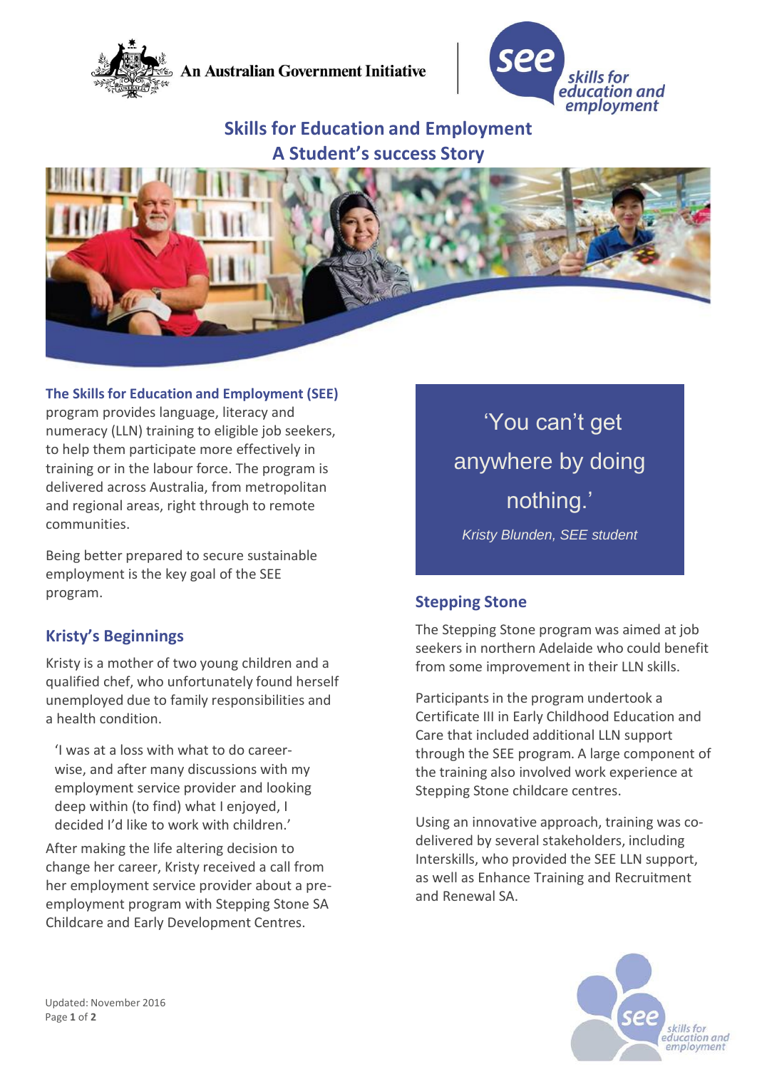An Australian Government Initiative

# Skills for Education and Employment
## A Student's success Story

**The Skills for Education and Employment (SEE)** program provides language, literacy and numeracy (LLN) training to eligible job seekers, to help them participate more effectively in training or in the labour force. The program is delivered across Australia, from metropolitan and regional areas, right through to remote communities.

Being better prepared to secure sustainable employment is the key goal of the SEE program.

## Kristy's Beginnings

Kristy is a mother of two young children and a qualified chef, who unfortunately found herself unemployed due to family responsibilities and a health condition.

> 'I was at a loss with what to do career-wise, and after many discussions with my employment service provider and looking deep within (to find) what I enjoyed, I decided I'd like to work with children.'

After making the life altering decision to change her career, Kristy received a call from her employment service provider about a pre-employment program with Stepping Stone SA Childcare and Early Development Centres.

> 'You can't get anywhere by doing nothing.'
>
> *Kristy Blunden, SEE student*

## Stepping Stone

The Stepping Stone program was aimed at job seekers in northern Adelaide who could benefit from some improvement in their LLN skills.

Participants in the program undertook a Certificate III in Early Childhood Education and Care that included additional LLN support through the SEE program. A large component of the training also involved work experience at Stepping Stone childcare centres.

Using an innovative approach, training was co-delivered by several stakeholders, including Interskills, who provided the SEE LLN support, as well as Enhance Training and Recruitment and Renewal SA.

Updated: November 2016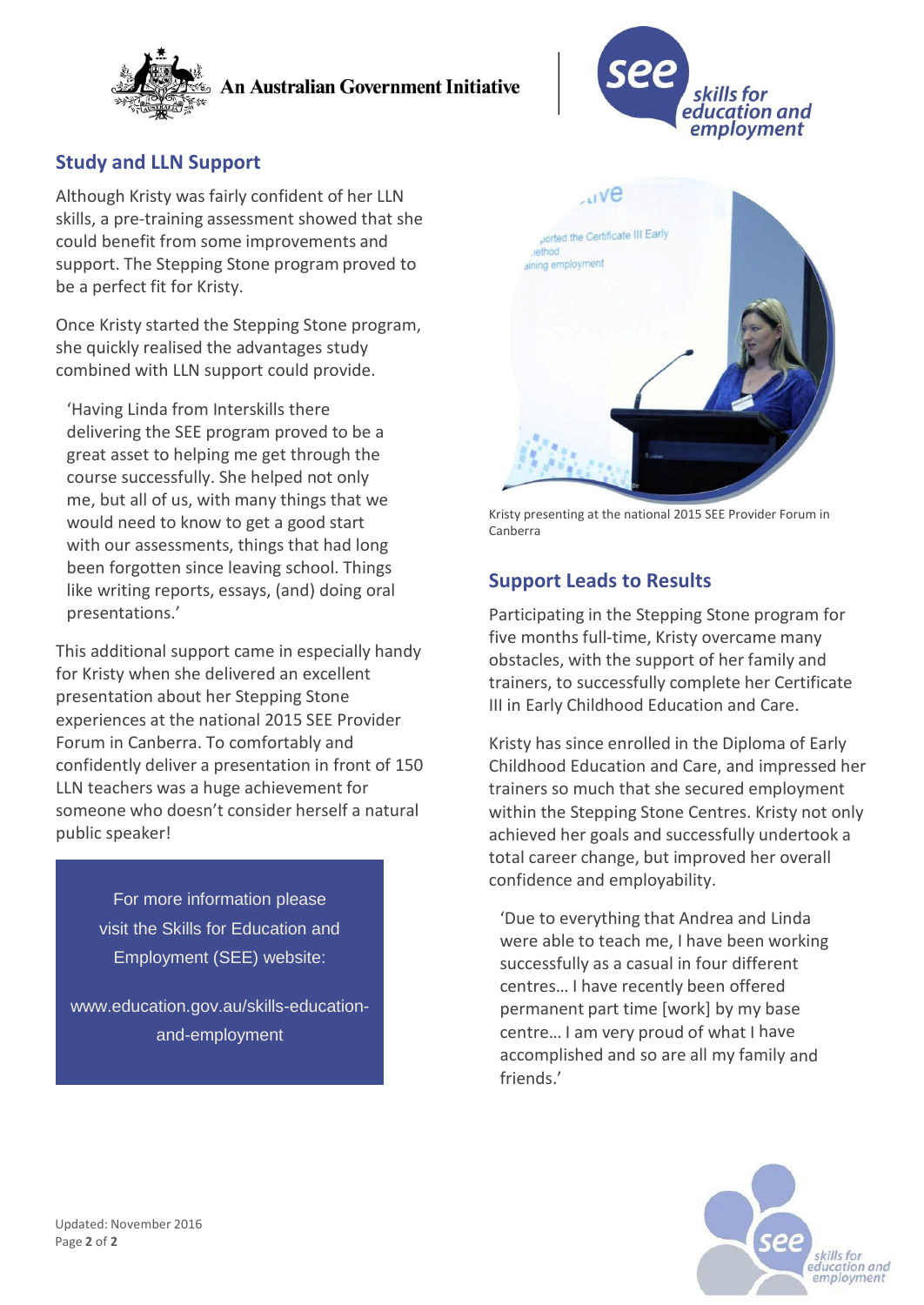## Study and LLN Support

Although Kristy was fairly confident of her LLN skills, a pre-training assessment showed that she could benefit from some improvements and support. The Stepping Stone program proved to be a perfect fit for Kristy.

Once Kristy started the Stepping Stone program, she quickly realised the advantages study combined with LLN support could provide.

> 'Having Linda from Interskills there delivering the SEE program proved to be a great asset to helping me get through the course successfully. She helped not only me, but all of us, with many things that we would need to know to get a good start with our assessments, things that had long been forgotten since leaving school. Things like writing reports, essays, (and) doing oral presentations.'

This additional support came in especially handy for Kristy when she delivered an excellent presentation about her Stepping Stone experiences at the national 2015 SEE Provider Forum in Canberra. To comfortably and confidently deliver a presentation in front of 150 LLN teachers was a huge achievement for someone who doesn't consider herself a natural public speaker!

> For more information please visit the Skills for Education and Employment (SEE) website:
>
> www.education.gov.au/skills-education-and-employment

Kristy presenting at the national 2015 SEE Provider Forum in Canberra

## Support Leads to Results

Participating in the Stepping Stone program for five months full-time, Kristy overcame many obstacles, with the support of her family and trainers, to successfully complete her Certificate III in Early Childhood Education and Care.

Kristy has since enrolled in the Diploma of Early Childhood Education and Care, and impressed her trainers so much that she secured employment within the Stepping Stone Centres. Kristy not only achieved her goals and successfully undertook a total career change, but improved her overall confidence and employability.

> 'Due to everything that Andrea and Linda were able to teach me, I have been working successfully as a casual in four different centres… I have recently been offered permanent part time [work] by my base centre… I am very proud of what I have accomplished and so are all my family and friends.'

Updated: November 2016